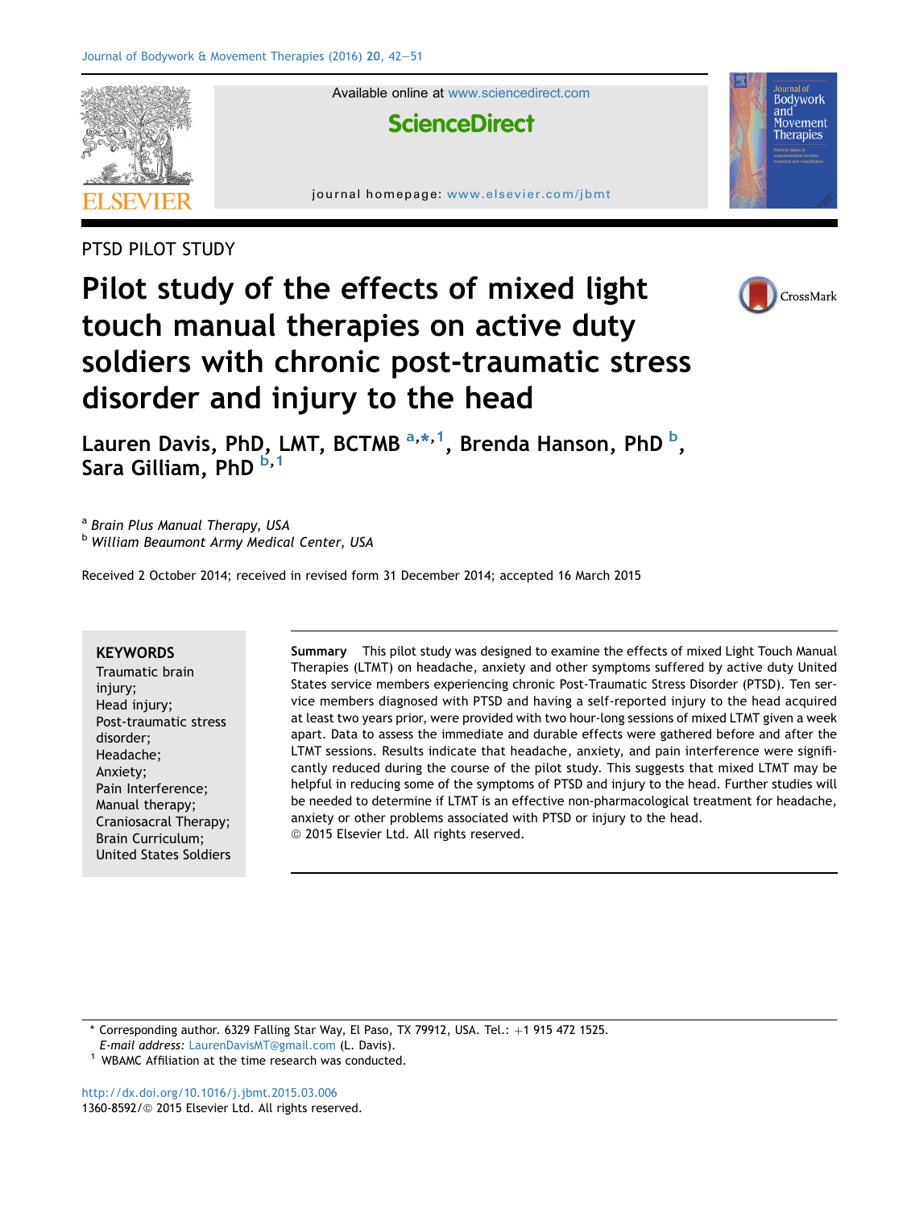PTSD PILOT STUDY

# Pilot study of the effects of mixed light touch manual therapies on active duty soldiers with chronic post-traumatic stress disorder and injury to the head

Lauren Davis, PhD, LMT, BCTMB [a,*,1], Brenda Hanson, PhD [b], Sara Gilliam, PhD [b,1]

[a] Brain Plus Manual Therapy, USA
[b] William Beaumont Army Medical Center, USA

Received 2 October 2014; received in revised form 31 December 2014; accepted 16 March 2015

**KEYWORDS**
Traumatic brain injury;
Head injury;
Post-traumatic stress disorder;
Headache;
Anxiety;
Pain Interference;
Manual therapy;
Craniosacral Therapy;
Brain Curriculum;
United States Soldiers

**Summary** This pilot study was designed to examine the effects of mixed Light Touch Manual Therapies (LTMT) on headache, anxiety and other symptoms suffered by active duty United States service members experiencing chronic Post-Traumatic Stress Disorder (PTSD). Ten service members diagnosed with PTSD and having a self-reported injury to the head acquired at least two years prior, were provided with two hour-long sessions of mixed LTMT given a week apart. Data to assess the immediate and durable effects were gathered before and after the LTMT sessions. Results indicate that headache, anxiety, and pain interference were significantly reduced during the course of the pilot study. This suggests that mixed LTMT may be helpful in reducing some of the symptoms of PTSD and injury to the head. Further studies will be needed to determine if LTMT is an effective non-pharmacological treatment for headache, anxiety or other problems associated with PTSD or injury to the head.
© 2015 Elsevier Ltd. All rights reserved.

\* Corresponding author. 6329 Falling Star Way, El Paso, TX 79912, USA. Tel.: +1 915 472 1525.
*E-mail address:* LaurenDavisMT@gmail.com (L. Davis).
[1] WBAMC Affiliation at the time research was conducted.

http://dx.doi.org/10.1016/j.jbmt.2015.03.006
1360-8592/© 2015 Elsevier Ltd. All rights reserved.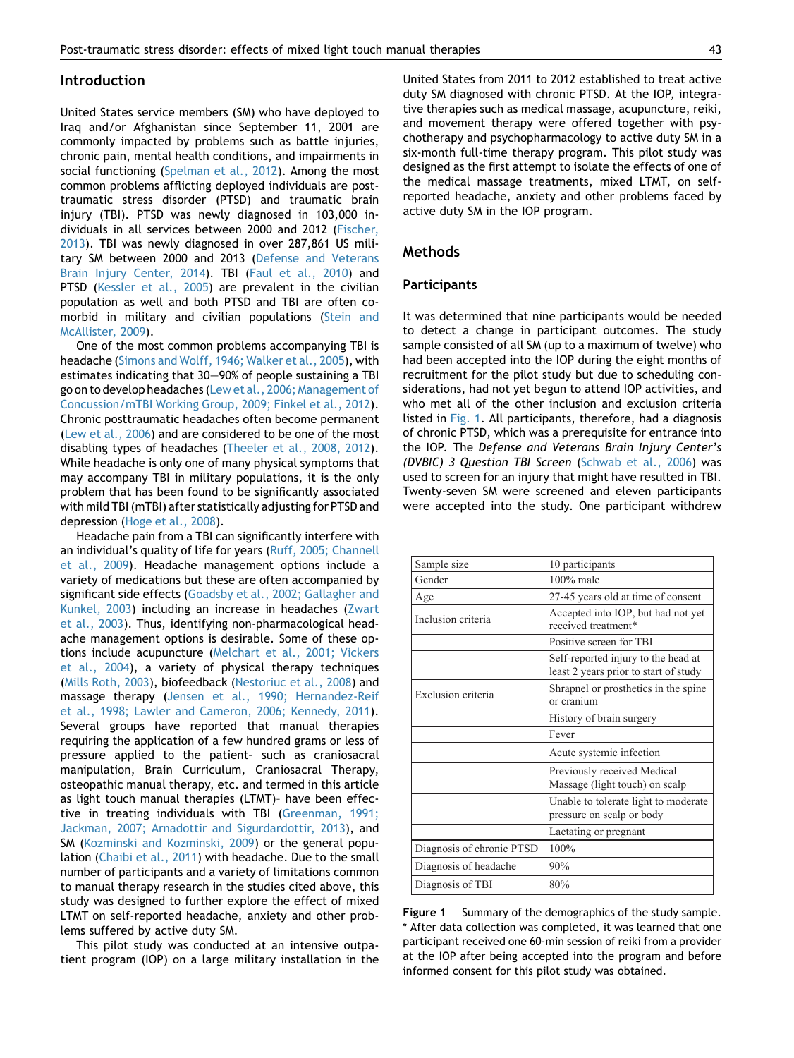## Introduction

United States service members (SM) who have deployed to Iraq and/or Afghanistan since September 11, 2001 are commonly impacted by problems such as battle injuries, chronic pain, mental health conditions, and impairments in social functioning (Spelman et al., 2012). Among the most common problems afflicting deployed individuals are post-traumatic stress disorder (PTSD) and traumatic brain injury (TBI). PTSD was newly diagnosed in 103,000 individuals in all services between 2000 and 2012 (Fischer, 2013). TBI was newly diagnosed in over 287,861 US military SM between 2000 and 2013 (Defense and Veterans Brain Injury Center, 2014). TBI (Faul et al., 2010) and PTSD (Kessler et al., 2005) are prevalent in the civilian population as well and both PTSD and TBI are often comorbid in military and civilian populations (Stein and McAllister, 2009).

One of the most common problems accompanying TBI is headache (Simons and Wolff, 1946; Walker et al., 2005), with estimates indicating that 30—90% of people sustaining a TBI go on to develop headaches (Lew et al., 2006; Management of Concussion/mTBI Working Group, 2009; Finkel et al., 2012). Chronic posttraumatic headaches often become permanent (Lew et al., 2006) and are considered to be one of the most disabling types of headaches (Theeler et al., 2008, 2012). While headache is only one of many physical symptoms that may accompany TBI in military populations, it is the only problem that has been found to be significantly associated with mild TBI (mTBI) after statistically adjusting for PTSD and depression (Hoge et al., 2008).

Headache pain from a TBI can significantly interfere with an individual's quality of life for years (Ruff, 2005; Channell et al., 2009). Headache management options include a variety of medications but these are often accompanied by significant side effects (Goadsby et al., 2002; Gallagher and Kunkel, 2003) including an increase in headaches (Zwart et al., 2003). Thus, identifying non-pharmacological headache management options is desirable. Some of these options include acupuncture (Melchart et al., 2001; Vickers et al., 2004), a variety of physical therapy techniques (Mills Roth, 2003), biofeedback (Nestoriuc et al., 2008) and massage therapy (Jensen et al., 1990; Hernandez-Reif et al., 1998; Lawler and Cameron, 2006; Kennedy, 2011). Several groups have reported that manual therapies requiring the application of a few hundred grams or less of pressure applied to the patient– such as craniosacral manipulation, Brain Curriculum, Craniosacral Therapy, osteopathic manual therapy, etc. and termed in this article as light touch manual therapies (LTMT)– have been effective in treating individuals with TBI (Greenman, 1991; Jackman, 2007; Arnadottir and Sigurdardottir, 2013), and SM (Kozminski and Kozminski, 2009) or the general population (Chaibi et al., 2011) with headache. Due to the small number of participants and a variety of limitations common to manual therapy research in the studies cited above, this study was designed to further explore the effect of mixed LTMT on self-reported headache, anxiety and other problems suffered by active duty SM.

This pilot study was conducted at an intensive outpatient program (IOP) on a large military installation in the United States from 2011 to 2012 established to treat active duty SM diagnosed with chronic PTSD. At the IOP, integrative therapies such as medical massage, acupuncture, reiki, and movement therapy were offered together with psychotherapy and psychopharmacology to active duty SM in a six-month full-time therapy program. This pilot study was designed as the first attempt to isolate the effects of one of the medical massage treatments, mixed LTMT, on self-reported headache, anxiety and other problems faced by active duty SM in the IOP program.

## Methods

### Participants

It was determined that nine participants would be needed to detect a change in participant outcomes. The study sample consisted of all SM (up to a maximum of twelve) who had been accepted into the IOP during the eight months of recruitment for the pilot study but due to scheduling considerations, had not yet begun to attend IOP activities, and who met all of the other inclusion and exclusion criteria listed in Fig. 1. All participants, therefore, had a diagnosis of chronic PTSD, which was a prerequisite for entrance into the IOP. The *Defense and Veterans Brain Injury Center's (DVBIC) 3 Question TBI Screen* (Schwab et al., 2006) was used to screen for an injury that might have resulted in TBI. Twenty-seven SM were screened and eleven participants were accepted into the study. One participant withdrew

| Sample size | 10 participants |
|---|---|
| Gender | 100% male |
| Age | 27-45 years old at time of consent |
| Inclusion criteria | Accepted into IOP, but had not yet received treatment* |
| | Positive screen for TBI |
| | Self-reported injury to the head at least 2 years prior to start of study |
| Exclusion criteria | Shrapnel or prosthetics in the spine or cranium |
| | History of brain surgery |
| | Fever |
| | Acute systemic infection |
| | Previously received Medical Massage (light touch) on scalp |
| | Unable to tolerate light to moderate pressure on scalp or body |
| | Lactating or pregnant |
| Diagnosis of chronic PTSD | 100% |
| Diagnosis of headache | 90% |
| Diagnosis of TBI | 80% |

**Figure 1** Summary of the demographics of the study sample. * After data collection was completed, it was learned that one participant received one 60-min session of reiki from a provider at the IOP after being accepted into the program and before informed consent for this pilot study was obtained.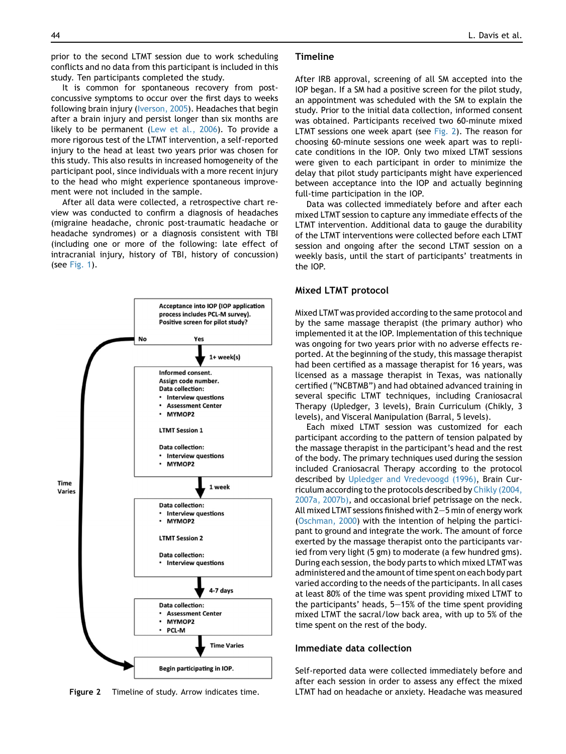prior to the second LTMT session due to work scheduling conflicts and no data from this participant is included in this study. Ten participants completed the study.

It is common for spontaneous recovery from post-concussive symptoms to occur over the first days to weeks following brain injury (Iverson, 2005). Headaches that begin after a brain injury and persist longer than six months are likely to be permanent (Lew et al., 2006). To provide a more rigorous test of the LTMT intervention, a self-reported injury to the head at least two years prior was chosen for this study. This also results in increased homogeneity of the participant pool, since individuals with a more recent injury to the head who might experience spontaneous improvement were not included in the sample.

After all data were collected, a retrospective chart review was conducted to confirm a diagnosis of headaches (migraine headache, chronic post-traumatic headache or headache syndromes) or a diagnosis consistent with TBI (including one or more of the following: late effect of intracranial injury, history of TBI, history of concussion) (see Fig. 1).

Acceptance into IOP (IOP application process includes PCL-M survey). Positive screen for pilot study?

No — Yes

1+ week(s)

Informed consent.
Assign code number.
Data collection:
- Interview questions
- Assessment Center
- MYMOP2

LTMT Session 1

Data collection:
- Interview questions
- MYMOP2

1 week

Data collection:
- Interview questions
- MYMOP2

LTMT Session 2

Data collection:
- Interview questions

4-7 days

Data collection:
- Assessment Center
- MYMOP2
- PCL-M

Time Varies

Time Varies

Begin participating in IOP.

**Figure 2** Timeline of study. Arrow indicates time.

## Timeline

After IRB approval, screening of all SM accepted into the IOP began. If a SM had a positive screen for the pilot study, an appointment was scheduled with the SM to explain the study. Prior to the initial data collection, informed consent was obtained. Participants received two 60-minute mixed LTMT sessions one week apart (see Fig. 2). The reason for choosing 60-minute sessions one week apart was to replicate conditions in the IOP. Only two mixed LTMT sessions were given to each participant in order to minimize the delay that pilot study participants might have experienced between acceptance into the IOP and actually beginning full-time participation in the IOP.

Data was collected immediately before and after each mixed LTMT session to capture any immediate effects of the LTMT intervention. Additional data to gauge the durability of the LTMT interventions were collected before each LTMT session and ongoing after the second LTMT session on a weekly basis, until the start of participants' treatments in the IOP.

## Mixed LTMT protocol

Mixed LTMT was provided according to the same protocol and by the same massage therapist (the primary author) who implemented it at the IOP. Implementation of this technique was ongoing for two years prior with no adverse effects reported. At the beginning of the study, this massage therapist had been certified as a massage therapist for 16 years, was licensed as a massage therapist in Texas, was nationally certified ("NCBTMB") and had obtained advanced training in several specific LTMT techniques, including Craniosacral Therapy (Upledger, 3 levels), Brain Curriculum (Chikly, 3 levels), and Visceral Manipulation (Barral, 5 levels).

Each mixed LTMT session was customized for each participant according to the pattern of tension palpated by the massage therapist in the participant's head and the rest of the body. The primary techniques used during the session included Craniosacral Therapy according to the protocol described by Upledger and Vredevoogd (1996), Brain Curriculum according to the protocols described by Chikly (2004, 2007a, 2007b), and occasional brief petrissage on the neck. All mixed LTMT sessions finished with 2—5 min of energy work (Oschman, 2000) with the intention of helping the participant to ground and integrate the work. The amount of force exerted by the massage therapist onto the participants varied from very light (5 gm) to moderate (a few hundred gms). During each session, the body parts to which mixed LTMT was administered and the amount of time spent on each body part varied according to the needs of the participants. In all cases at least 80% of the time was spent providing mixed LTMT to the participants' heads, 5—15% of the time spent providing mixed LTMT the sacral/low back area, with up to 5% of the time spent on the rest of the body.

## Immediate data collection

Self-reported data were collected immediately before and after each session in order to assess any effect the mixed LTMT had on headache or anxiety. Headache was measured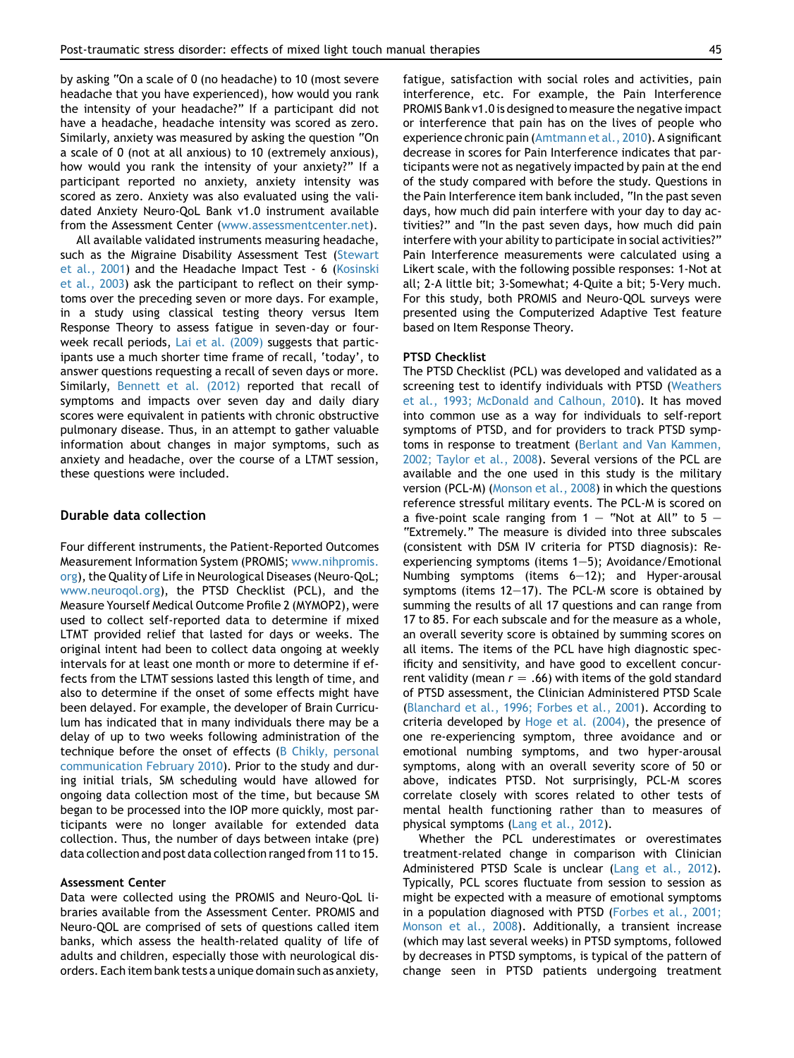by asking "On a scale of 0 (no headache) to 10 (most severe headache that you have experienced), how would you rank the intensity of your headache?" If a participant did not have a headache, headache intensity was scored as zero. Similarly, anxiety was measured by asking the question "On a scale of 0 (not at all anxious) to 10 (extremely anxious), how would you rank the intensity of your anxiety?" If a participant reported no anxiety, anxiety intensity was scored as zero. Anxiety was also evaluated using the validated Anxiety Neuro-QoL Bank v1.0 instrument available from the Assessment Center (www.assessmentcenter.net).

All available validated instruments measuring headache, such as the Migraine Disability Assessment Test (Stewart et al., 2001) and the Headache Impact Test - 6 (Kosinski et al., 2003) ask the participant to reflect on their symptoms over the preceding seven or more days. For example, in a study using classical testing theory versus Item Response Theory to assess fatigue in seven-day or four-week recall periods, Lai et al. (2009) suggests that participants use a much shorter time frame of recall, 'today', to answer questions requesting a recall of seven days or more. Similarly, Bennett et al. (2012) reported that recall of symptoms and impacts over seven day and daily diary scores were equivalent in patients with chronic obstructive pulmonary disease. Thus, in an attempt to gather valuable information about changes in major symptoms, such as anxiety and headache, over the course of a LTMT session, these questions were included.

## Durable data collection

Four different instruments, the Patient-Reported Outcomes Measurement Information System (PROMIS; www.nihpromis.org), the Quality of Life in Neurological Diseases (Neuro-QoL; www.neuroqol.org), the PTSD Checklist (PCL), and the Measure Yourself Medical Outcome Profile 2 (MYMOP2), were used to collect self-reported data to determine if mixed LTMT provided relief that lasted for days or weeks. The original intent had been to collect data ongoing at weekly intervals for at least one month or more to determine if effects from the LTMT sessions lasted this length of time, and also to determine if the onset of some effects might have been delayed. For example, the developer of Brain Curriculum has indicated that in many individuals there may be a delay of up to two weeks following administration of the technique before the onset of effects (B Chikly, personal communication February 2010). Prior to the study and during initial trials, SM scheduling would have allowed for ongoing data collection most of the time, but because SM began to be processed into the IOP more quickly, most participants were no longer available for extended data collection. Thus, the number of days between intake (pre) data collection and post data collection ranged from 11 to 15.

### Assessment Center

Data were collected using the PROMIS and Neuro-QoL libraries available from the Assessment Center. PROMIS and Neuro-QOL are comprised of sets of questions called item banks, which assess the health-related quality of life of adults and children, especially those with neurological disorders. Each item bank tests a unique domain such as anxiety, fatigue, satisfaction with social roles and activities, pain interference, etc. For example, the Pain Interference PROMIS Bank v1.0 is designed to measure the negative impact or interference that pain has on the lives of people who experience chronic pain (Amtmann et al., 2010). A significant decrease in scores for Pain Interference indicates that participants were not as negatively impacted by pain at the end of the study compared with before the study. Questions in the Pain Interference item bank included, "In the past seven days, how much did pain interfere with your day to day activities?" and "In the past seven days, how much did pain interfere with your ability to participate in social activities?" Pain Interference measurements were calculated using a Likert scale, with the following possible responses: 1-Not at all; 2-A little bit; 3-Somewhat; 4-Quite a bit; 5-Very much. For this study, both PROMIS and Neuro-QOL surveys were presented using the Computerized Adaptive Test feature based on Item Response Theory.

### PTSD Checklist

The PTSD Checklist (PCL) was developed and validated as a screening test to identify individuals with PTSD (Weathers et al., 1993; McDonald and Calhoun, 2010). It has moved into common use as a way for individuals to self-report symptoms of PTSD, and for providers to track PTSD symptoms in response to treatment (Berlant and Van Kammen, 2002; Taylor et al., 2008). Several versions of the PCL are available and the one used in this study is the military version (PCL-M) (Monson et al., 2008) in which the questions reference stressful military events. The PCL-M is scored on a five-point scale ranging from 1 – "Not at All" to 5 – "Extremely." The measure is divided into three subscales (consistent with DSM IV criteria for PTSD diagnosis): Re-experiencing symptoms (items 1–5); Avoidance/Emotional Numbing symptoms (items 6–12); and Hyper-arousal symptoms (items 12–17). The PCL-M score is obtained by summing the results of all 17 questions and can range from 17 to 85. For each subscale and for the measure as a whole, an overall severity score is obtained by summing scores on all items. The items of the PCL have high diagnostic specificity and sensitivity, and have good to excellent concurrent validity (mean $r = .66$) with items of the gold standard of PTSD assessment, the Clinician Administered PTSD Scale (Blanchard et al., 1996; Forbes et al., 2001). According to criteria developed by Hoge et al. (2004), the presence of one re-experiencing symptom, three avoidance and or emotional numbing symptoms, and two hyper-arousal symptoms, along with an overall severity score of 50 or above, indicates PTSD. Not surprisingly, PCL-M scores correlate closely with scores related to other tests of mental health functioning rather than to measures of physical symptoms (Lang et al., 2012).

Whether the PCL underestimates or overestimates treatment-related change in comparison with Clinician Administered PTSD Scale is unclear (Lang et al., 2012). Typically, PCL scores fluctuate from session to session as might be expected with a measure of emotional symptoms in a population diagnosed with PTSD (Forbes et al., 2001; Monson et al., 2008). Additionally, a transient increase (which may last several weeks) in PTSD symptoms, followed by decreases in PTSD symptoms, is typical of the pattern of change seen in PTSD patients undergoing treatment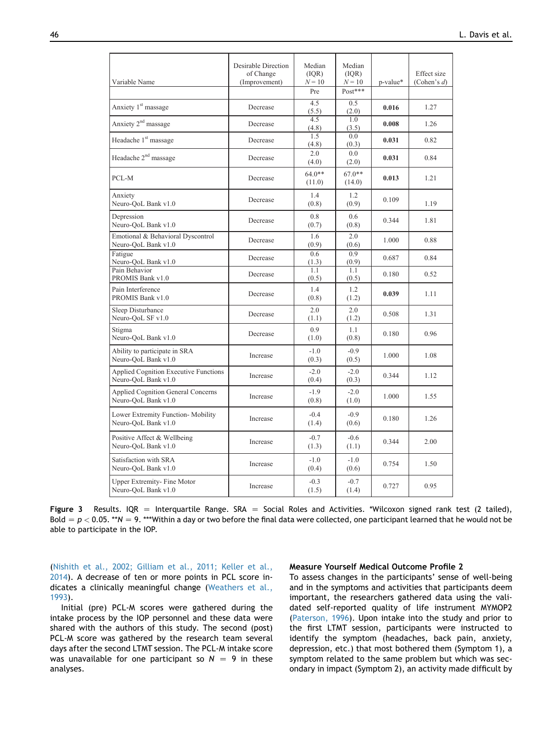| Variable Name | Desirable Direction of Change (Improvement) | Median (IQR) $N = 10$ | Median (IQR) $N = 10$ | p-value* | Effect size (Cohen's *d*) |
|---|---|---|---|---|---|
| | | Pre | Post*** | | |
| Anxiety 1st massage | Decrease | 4.5 (5.5) | 0.5 (2.0) | **0.016** | 1.27 |
| Anxiety 2nd massage | Decrease | 4.5 (4.8) | 1.0 (3.5) | **0.008** | 1.26 |
| Headache 1st massage | Decrease | 1.5 (4.8) | 0.0 (0.3) | **0.031** | 0.82 |
| Headache 2nd massage | Decrease | 2.0 (4.0) | 0.0 (2.0) | **0.031** | 0.84 |
| PCL-M | Decrease | 64.0** (11.0) | 67.0** (14.0) | **0.013** | 1.21 |
| Anxiety Neuro-QoL Bank v1.0 | Decrease | 1.4 (0.8) | 1.2 (0.9) | 0.109 | 1.19 |
| Depression Neuro-QoL Bank v1.0 | Decrease | 0.8 (0.7) | 0.6 (0.8) | 0.344 | 1.81 |
| Emotional & Behavioral Dyscontrol Neuro-QoL Bank v1.0 | Decrease | 1.6 (0.9) | 2.0 (0.6) | 1.000 | 0.88 |
| Fatigue Neuro-QoL Bank v1.0 | Decrease | 0.6 (1.3) | 0.9 (0.9) | 0.687 | 0.84 |
| Pain Behavior PROMIS Bank v1.0 | Decrease | 1.1 (0.5) | 1.1 (0.5) | 0.180 | 0.52 |
| Pain Interference PROMIS Bank v1.0 | Decrease | 1.4 (0.8) | 1.2 (1.2) | **0.039** | 1.11 |
| Sleep Disturbance Neuro-QoL SF v1.0 | Decrease | 2.0 (1.1) | 2.0 (1.2) | 0.508 | 1.31 |
| Stigma Neuro-QoL Bank v1.0 | Decrease | 0.9 (1.0) | 1.1 (0.8) | 0.180 | 0.96 |
| Ability to participate in SRA Neuro-QoL Bank v1.0 | Increase | -1.0 (0.3) | -0.9 (0.5) | 1.000 | 1.08 |
| Applied Cognition Executive Functions Neuro-QoL Bank v1.0 | Increase | -2.0 (0.4) | -2.0 (0.3) | 0.344 | 1.12 |
| Applied Cognition General Concerns Neuro-QoL Bank v1.0 | Increase | -1.9 (0.8) | -2.0 (1.0) | 1.000 | 1.55 |
| Lower Extremity Function- Mobility Neuro-QoL Bank v1.0 | Increase | -0.4 (1.4) | -0.9 (0.6) | 0.180 | 1.26 |
| Positive Affect & Wellbeing Neuro-QoL Bank v1.0 | Increase | -0.7 (1.3) | -0.6 (1.1) | 0.344 | 2.00 |
| Satisfaction with SRA Neuro-QoL Bank v1.0 | Increase | -1.0 (0.4) | -1.0 (0.6) | 0.754 | 1.50 |
| Upper Extremity- Fine Motor Neuro-QoL Bank v1.0 | Increase | -0.3 (1.5) | -0.7 (1.4) | 0.727 | 0.95 |

**Figure 3** Results. IQR = Interquartile Range. SRA = Social Roles and Activities. *Wilcoxon signed rank test (2 tailed), Bold = $p < 0.05$. **$N = 9$. ***Within a day or two before the final data were collected, one participant learned that he would not be able to participate in the IOP.

(Nishith et al., 2002; Gilliam et al., 2011; Keller et al., 2014). A decrease of ten or more points in PCL score indicates a clinically meaningful change (Weathers et al., 1993).

Initial (pre) PCL-M scores were gathered during the intake process by the IOP personnel and these data were shared with the authors of this study. The second (post) PCL-M score was gathered by the research team several days after the second LTMT session. The PCL-M intake score was unavailable for one participant so $N = 9$ in these analyses.

### Measure Yourself Medical Outcome Profile 2

To assess changes in the participants' sense of well-being and in the symptoms and activities that participants deem important, the researchers gathered data using the validated self-reported quality of life instrument MYMOP2 (Paterson, 1996). Upon intake into the study and prior to the first LTMT session, participants were instructed to identify the symptom (headaches, back pain, anxiety, depression, etc.) that most bothered them (Symptom 1), a symptom related to the same problem but which was secondary in impact (Symptom 2), an activity made difficult by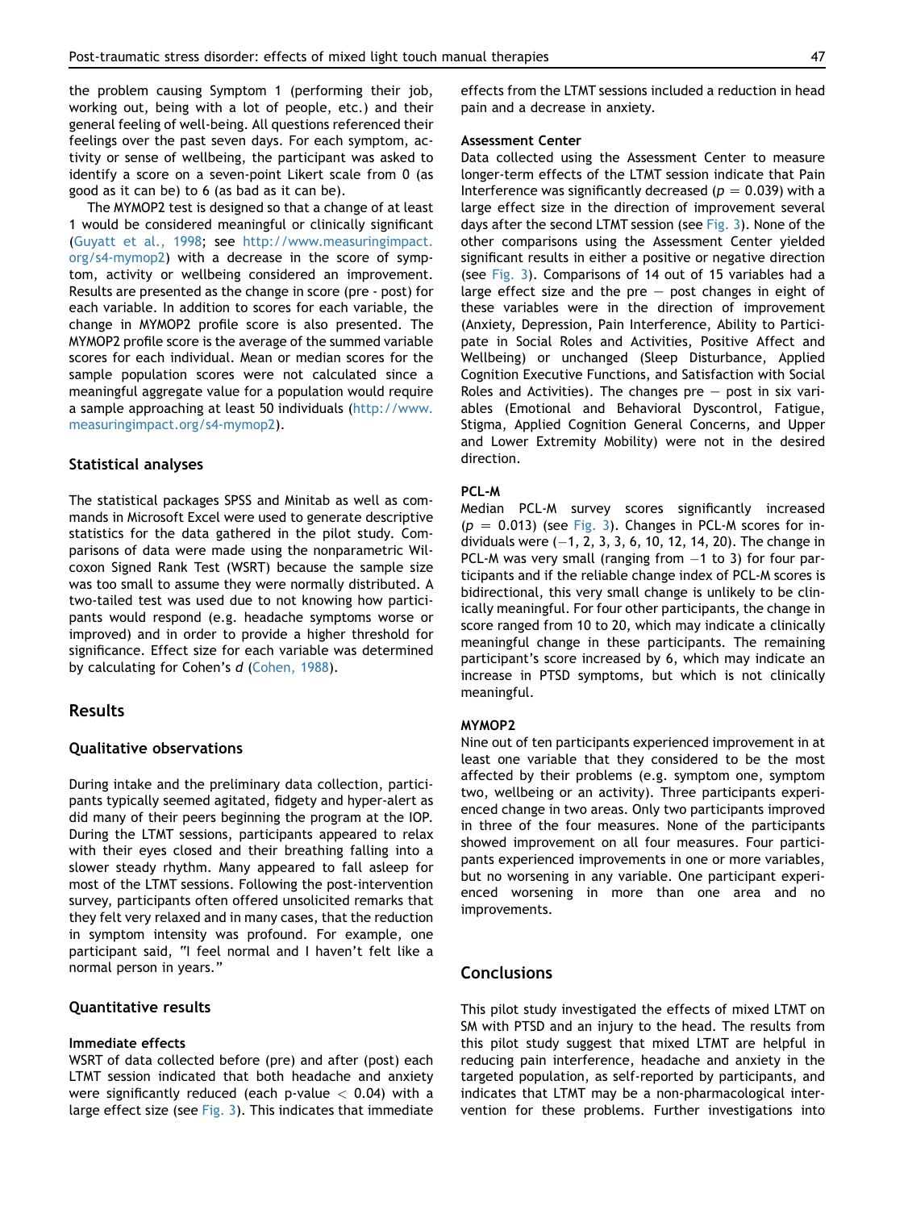the problem causing Symptom 1 (performing their job, working out, being with a lot of people, etc.) and their general feeling of well-being. All questions referenced their feelings over the past seven days. For each symptom, activity or sense of wellbeing, the participant was asked to identify a score on a seven-point Likert scale from 0 (as good as it can be) to 6 (as bad as it can be).

The MYMOP2 test is designed so that a change of at least 1 would be considered meaningful or clinically significant (Guyatt et al., 1998; see http://www.measuringimpact.org/s4-mymop2) with a decrease in the score of symptom, activity or wellbeing considered an improvement. Results are presented as the change in score (pre - post) for each variable. In addition to scores for each variable, the change in MYMOP2 profile score is also presented. The MYMOP2 profile score is the average of the summed variable scores for each individual. Mean or median scores for the sample population scores were not calculated since a meaningful aggregate value for a population would require a sample approaching at least 50 individuals (http://www.measuringimpact.org/s4-mymop2).

### Statistical analyses

The statistical packages SPSS and Minitab as well as commands in Microsoft Excel were used to generate descriptive statistics for the data gathered in the pilot study. Comparisons of data were made using the nonparametric Wilcoxon Signed Rank Test (WSRT) because the sample size was too small to assume they were normally distributed. A two-tailed test was used due to not knowing how participants would respond (e.g. headache symptoms worse or improved) and in order to provide a higher threshold for significance. Effect size for each variable was determined by calculating for Cohen's *d* (Cohen, 1988).

## Results

### Qualitative observations

During intake and the preliminary data collection, participants typically seemed agitated, fidgety and hyper-alert as did many of their peers beginning the program at the IOP. During the LTMT sessions, participants appeared to relax with their eyes closed and their breathing falling into a slower steady rhythm. Many appeared to fall asleep for most of the LTMT sessions. Following the post-intervention survey, participants often offered unsolicited remarks that they felt very relaxed and in many cases, that the reduction in symptom intensity was profound. For example, one participant said, "I feel normal and I haven't felt like a normal person in years."

### Quantitative results

#### Immediate effects

WSRT of data collected before (pre) and after (post) each LTMT session indicated that both headache and anxiety were significantly reduced (each p-value $< 0.04$) with a large effect size (see Fig. 3). This indicates that immediate effects from the LTMT sessions included a reduction in head pain and a decrease in anxiety.

#### Assessment Center

Data collected using the Assessment Center to measure longer-term effects of the LTMT session indicate that Pain Interference was significantly decreased ($p = 0.039$) with a large effect size in the direction of improvement several days after the second LTMT session (see Fig. 3). None of the other comparisons using the Assessment Center yielded significant results in either a positive or negative direction (see Fig. 3). Comparisons of 14 out of 15 variables had a large effect size and the pre − post changes in eight of these variables were in the direction of improvement (Anxiety, Depression, Pain Interference, Ability to Participate in Social Roles and Activities, Positive Affect and Wellbeing) or unchanged (Sleep Disturbance, Applied Cognition Executive Functions, and Satisfaction with Social Roles and Activities). The changes pre − post in six variables (Emotional and Behavioral Dyscontrol, Fatigue, Stigma, Applied Cognition General Concerns, and Upper and Lower Extremity Mobility) were not in the desired direction.

#### PCL-M

Median PCL-M survey scores significantly increased ($p = 0.013$) (see Fig. 3). Changes in PCL-M scores for individuals were (−1, 2, 3, 3, 6, 10, 12, 14, 20). The change in PCL-M was very small (ranging from −1 to 3) for four participants and if the reliable change index of PCL-M scores is bidirectional, this very small change is unlikely to be clinically meaningful. For four other participants, the change in score ranged from 10 to 20, which may indicate a clinically meaningful change in these participants. The remaining participant's score increased by 6, which may indicate an increase in PTSD symptoms, but which is not clinically meaningful.

#### MYMOP2

Nine out of ten participants experienced improvement in at least one variable that they considered to be the most affected by their problems (e.g. symptom one, symptom two, wellbeing or an activity). Three participants experienced change in two areas. Only two participants improved in three of the four measures. None of the participants showed improvement on all four measures. Four participants experienced improvements in one or more variables, but no worsening in any variable. One participant experienced worsening in more than one area and no improvements.

## Conclusions

This pilot study investigated the effects of mixed LTMT on SM with PTSD and an injury to the head. The results from this pilot study suggest that mixed LTMT are helpful in reducing pain interference, headache and anxiety in the targeted population, as self-reported by participants, and indicates that LTMT may be a non-pharmacological intervention for these problems. Further investigations into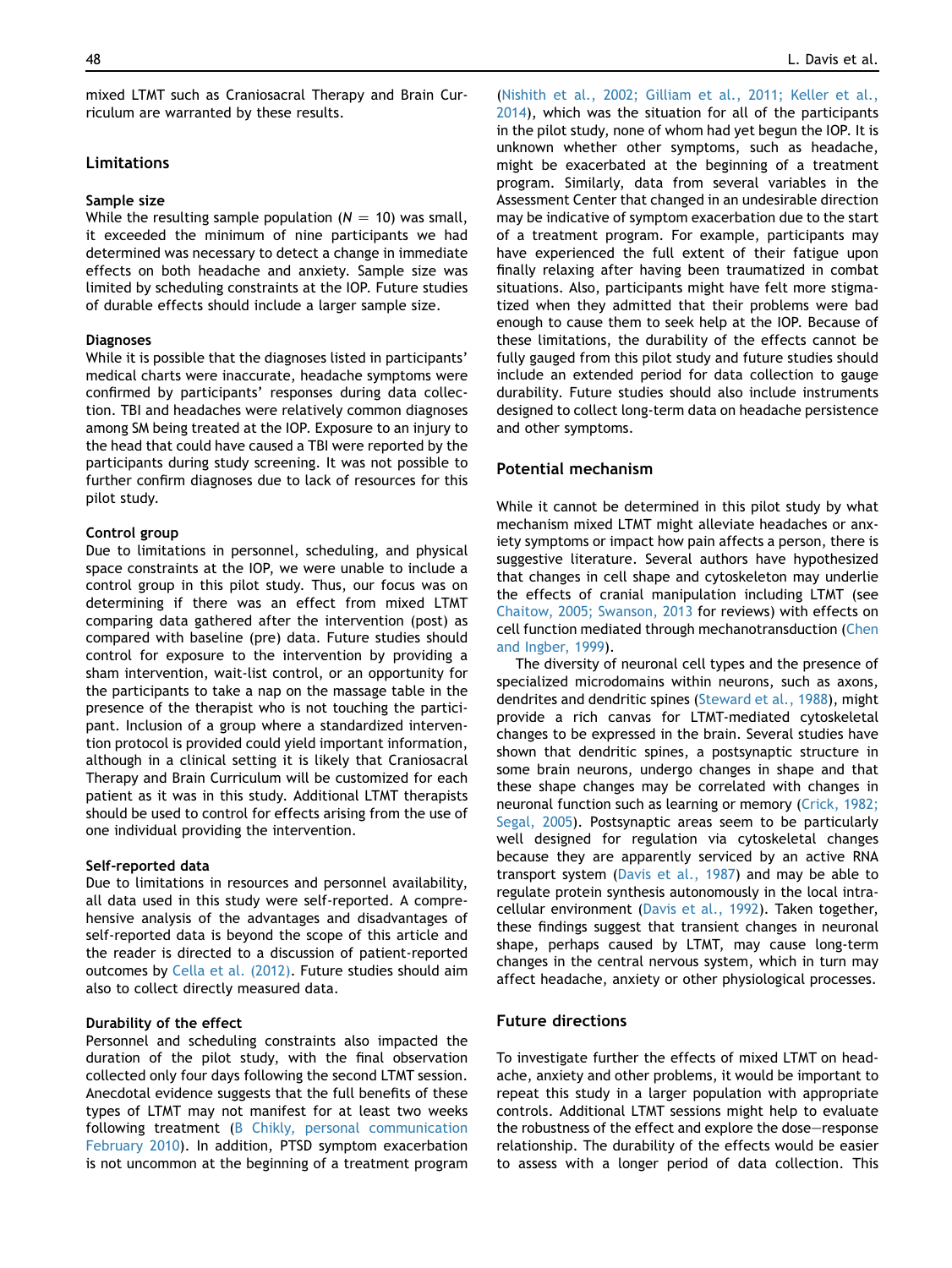mixed LTMT such as Craniosacral Therapy and Brain Curriculum are warranted by these results.

## Limitations

### Sample size

While the resulting sample population ($N = 10$) was small, it exceeded the minimum of nine participants we had determined was necessary to detect a change in immediate effects on both headache and anxiety. Sample size was limited by scheduling constraints at the IOP. Future studies of durable effects should include a larger sample size.

### Diagnoses

While it is possible that the diagnoses listed in participants' medical charts were inaccurate, headache symptoms were confirmed by participants' responses during data collection. TBI and headaches were relatively common diagnoses among SM being treated at the IOP. Exposure to an injury to the head that could have caused a TBI were reported by the participants during study screening. It was not possible to further confirm diagnoses due to lack of resources for this pilot study.

### Control group

Due to limitations in personnel, scheduling, and physical space constraints at the IOP, we were unable to include a control group in this pilot study. Thus, our focus was on determining if there was an effect from mixed LTMT comparing data gathered after the intervention (post) as compared with baseline (pre) data. Future studies should control for exposure to the intervention by providing a sham intervention, wait-list control, or an opportunity for the participants to take a nap on the massage table in the presence of the therapist who is not touching the participant. Inclusion of a group where a standardized intervention protocol is provided could yield important information, although in a clinical setting it is likely that Craniosacral Therapy and Brain Curriculum will be customized for each patient as it was in this study. Additional LTMT therapists should be used to control for effects arising from the use of one individual providing the intervention.

### Self-reported data

Due to limitations in resources and personnel availability, all data used in this study were self-reported. A comprehensive analysis of the advantages and disadvantages of self-reported data is beyond the scope of this article and the reader is directed to a discussion of patient-reported outcomes by Cella et al. (2012). Future studies should aim also to collect directly measured data.

### Durability of the effect

Personnel and scheduling constraints also impacted the duration of the pilot study, with the final observation collected only four days following the second LTMT session. Anecdotal evidence suggests that the full benefits of these types of LTMT may not manifest for at least two weeks following treatment (B Chikly, personal communication February 2010). In addition, PTSD symptom exacerbation is not uncommon at the beginning of a treatment program (Nishith et al., 2002; Gilliam et al., 2011; Keller et al., 2014), which was the situation for all of the participants in the pilot study, none of whom had yet begun the IOP. It is unknown whether other symptoms, such as headache, might be exacerbated at the beginning of a treatment program. Similarly, data from several variables in the Assessment Center that changed in an undesirable direction may be indicative of symptom exacerbation due to the start of a treatment program. For example, participants may have experienced the full extent of their fatigue upon finally relaxing after having been traumatized in combat situations. Also, participants might have felt more stigmatized when they admitted that their problems were bad enough to cause them to seek help at the IOP. Because of these limitations, the durability of the effects cannot be fully gauged from this pilot study and future studies should include an extended period for data collection to gauge durability. Future studies should also include instruments designed to collect long-term data on headache persistence and other symptoms.

## Potential mechanism

While it cannot be determined in this pilot study by what mechanism mixed LTMT might alleviate headaches or anxiety symptoms or impact how pain affects a person, there is suggestive literature. Several authors have hypothesized that changes in cell shape and cytoskeleton may underlie the effects of cranial manipulation including LTMT (see Chaitow, 2005; Swanson, 2013 for reviews) with effects on cell function mediated through mechanotransduction (Chen and Ingber, 1999).

The diversity of neuronal cell types and the presence of specialized microdomains within neurons, such as axons, dendrites and dendritic spines (Steward et al., 1988), might provide a rich canvas for LTMT-mediated cytoskeletal changes to be expressed in the brain. Several studies have shown that dendritic spines, a postsynaptic structure in some brain neurons, undergo changes in shape and that these shape changes may be correlated with changes in neuronal function such as learning or memory (Crick, 1982; Segal, 2005). Postsynaptic areas seem to be particularly well designed for regulation via cytoskeletal changes because they are apparently serviced by an active RNA transport system (Davis et al., 1987) and may be able to regulate protein synthesis autonomously in the local intracellular environment (Davis et al., 1992). Taken together, these findings suggest that transient changes in neuronal shape, perhaps caused by LTMT, may cause long-term changes in the central nervous system, which in turn may affect headache, anxiety or other physiological processes.

## Future directions

To investigate further the effects of mixed LTMT on headache, anxiety and other problems, it would be important to repeat this study in a larger population with appropriate controls. Additional LTMT sessions might help to evaluate the robustness of the effect and explore the dose—response relationship. The durability of the effects would be easier to assess with a longer period of data collection. This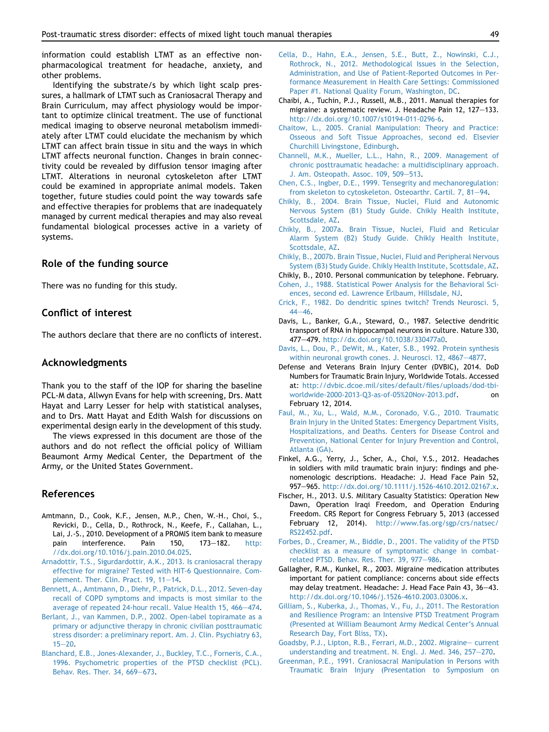information could establish LTMT as an effective non-pharmacological treatment for headache, anxiety, and other problems.

Identifying the substrate/s by which light scalp pressures, a hallmark of LTMT such as Craniosacral Therapy and Brain Curriculum, may affect physiology would be important to optimize clinical treatment. The use of functional medical imaging to observe neuronal metabolism immediately after LTMT could elucidate the mechanism by which LTMT can affect brain tissue in situ and the ways in which LTMT affects neuronal function. Changes in brain connectivity could be revealed by diffusion tensor imaging after LTMT. Alterations in neuronal cytoskeleton after LTMT could be examined in appropriate animal models. Taken together, future studies could point the way towards safe and effective therapies for problems that are inadequately managed by current medical therapies and may also reveal fundamental biological processes active in a variety of systems.

## Role of the funding source

There was no funding for this study.

## Conflict of interest

The authors declare that there are no conflicts of interest.

## Acknowledgments

Thank you to the staff of the IOP for sharing the baseline PCL-M data, Allwyn Evans for help with screening, Drs. Matt Hayat and Larry Lesser for help with statistical analyses, and to Drs. Matt Hayat and Edith Walsh for discussions on experimental design early in the development of this study.

The views expressed in this document are those of the authors and do not reflect the official policy of William Beaumont Army Medical Center, the Department of the Army, or the United States Government.

## References

Amtmann, D., Cook, K.F., Jensen, M.P., Chen, W.-H., Choi, S., Revicki, D., Cella, D., Rothrock, N., Keefe, F., Callahan, L., Lai, J.-S., 2010. Development of a PROMIS item bank to measure pain interference. Pain 150, 173—182. http://dx.doi.org/10.1016/j.pain.2010.04.025.

Arnadottir, T.S., Sigurdardottir, A.K., 2013. Is craniosacral therapy effective for migraine? Tested with HIT-6 Questionnaire. Complement. Ther. Clin. Pract. 19, 11—14.

Bennett, A., Amtmann, D., Diehr, P., Patrick, D.L., 2012. Seven-day recall of COPD symptoms and impacts is most similar to the average of repeated 24-hour recall. Value Health 15, 466—474.

Berlant, J., van Kammen, D.P., 2002. Open-label topiramate as a primary or adjunctive therapy in chronic civilian posttraumatic stress disorder: a preliminary report. Am. J. Clin. Psychiatry 63, 15—20.

Blanchard, E.B., Jones-Alexander, J., Buckley, T.C., Forneris, C.A., 1996. Psychometric properties of the PTSD checklist (PCL). Behav. Res. Ther. 34, 669—673.

Cella, D., Hahn, E.A., Jensen, S.E., Butt, Z., Nowinski, C.J., Rothrock, N., 2012. Methodological Issues in the Selection, Administration, and Use of Patient-Reported Outcomes in Performance Measurement in Health Care Settings: Commissioned Paper #1. National Quality Forum, Washington, DC.

Chaibi, A., Tuchin, P.J., Russell, M.B., 2011. Manual therapies for migraine: a systematic review. J. Headache Pain 12, 127—133. http://dx.doi.org/10.1007/s10194-011-0296-6.

Chaitow, L., 2005. Cranial Manipulation: Theory and Practice: Osseous and Soft Tissue Approaches, second ed. Elsevier Churchill Livingstone, Edinburgh.

Channell, M.K., Mueller, L.L., Hahn, R., 2009. Management of chronic posttraumatic headache: a multidisciplinary approach. J. Am. Osteopath. Assoc. 109, 509—513.

Chen, C.S., Ingber, D.E., 1999. Tensegrity and mechanoregulation: from skeleton to cytoskeleton. Osteoarthr. Cartil. 7, 81—94.

Chikly, B., 2004. Brain Tissue, Nuclei, Fluid and Autonomic Nervous System (B1) Study Guide. Chikly Health Institute, Scottsdale, AZ.

Chikly, B., 2007a. Brain Tissue, Nuclei, Fluid and Reticular Alarm System (B2) Study Guide. Chikly Health Institute, Scottsdale, AZ.

Chikly, B., 2007b. Brain Tissue, Nuclei, Fluid and Peripheral Nervous System (B3) Study Guide. Chikly Health Institute, Scottsdale, AZ.

Chikly, B., 2010. Personal communication by telephone. February.

Cohen, J., 1988. Statistical Power Analysis for the Behavioral Sciences, second ed. Lawrence Erlbaum, Hillsdale, NJ.

Crick, F., 1982. Do dendritic spines twitch? Trends Neurosci. 5, 44—46.

Davis, L., Banker, G.A., Steward, O., 1987. Selective dendritic transport of RNA in hippocampal neurons in culture. Nature 330, 477—479. http://dx.doi.org/10.1038/330477a0.

Davis, L., Dou, P., DeWit, M., Kater, S.B., 1992. Protein synthesis within neuronal growth cones. J. Neurosci. 12, 4867—4877.

Defense and Veterans Brain Injury Center (DVBIC), 2014. DoD Numbers for Traumatic Brain Injury, Worldwide Totals. Accessed at: http://dvbic.dcoe.mil/sites/default/files/uploads/dod-tbi-worldwide-2000-2013-Q3-as-of-05%20Nov-2013.pdf. on February 12, 2014.

Faul, M., Xu, L., Wald, M.M., Coronado, V.G., 2010. Traumatic Brain Injury in the United States: Emergency Department Visits, Hospitalizations, and Deaths. Centers for Disease Control and Prevention, National Center for Injury Prevention and Control, Atlanta (GA).

Finkel, A.G., Yerry, J., Scher, A., Choi, Y.S., 2012. Headaches in soldiers with mild traumatic brain injury: findings and phenomenologic descriptions. Headache: J. Head Face Pain 52, 957—965. http://dx.doi.org/10.1111/j.1526-4610.2012.02167.x.

Fischer, H., 2013. U.S. Military Casualty Statistics: Operation New Dawn, Operation Iraqi Freedom, and Operation Enduring Freedom. CRS Report for Congress February 5, 2013 (accessed February 12, 2014). http://www.fas.org/sgp/crs/natsec/RS22452.pdf.

Forbes, D., Creamer, M., Biddle, D., 2001. The validity of the PTSD checklist as a measure of symptomatic change in combat-related PTSD. Behav. Res. Ther. 39, 977—986.

Gallagher, R.M., Kunkel, R., 2003. Migraine medication attributes important for patient compliance: concerns about side effects may delay treatment. Headache: J. Head Face Pain 43, 36—43. http://dx.doi.org/10.1046/j.1526-4610.2003.03006.x.

Gilliam, S., Kuberka, J., Thomas, V., Fu, J., 2011. The Restoration and Resilience Program: an Intensive PTSD Treatment Program (Presented at William Beaumont Army Medical Center's Annual Research Day, Fort Bliss, TX).

Goadsby, P.J., Lipton, R.B., Ferrari, M.D., 2002. Migraine— current understanding and treatment. N. Engl. J. Med. 346, 257—270.

Greenman, P.E., 1991. Craniosacral Manipulation in Persons with Traumatic Brain Injury (Presentation to Symposium on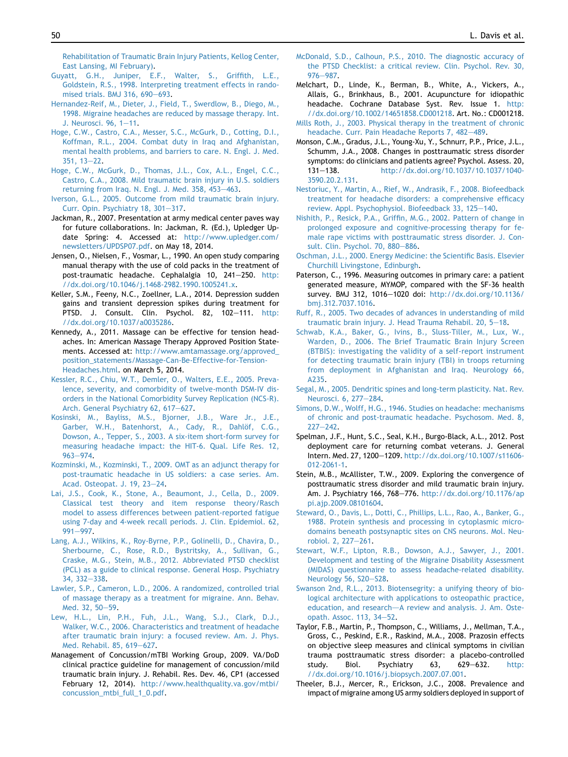Rehabilitation of Traumatic Brain Injury Patients, Kellog Center, East Lansing, MI February).

Guyatt, G.H., Juniper, E.F., Walter, S., Griffith, L.E., Goldstein, R.S., 1998. Interpreting treatment effects in randomised trials. BMJ 316, 690—693.

Hernandez-Reif, M., Dieter, J., Field, T., Swerdlow, B., Diego, M., 1998. Migraine headaches are reduced by massage therapy. Int. J. Neurosci. 96, 1—11.

Hoge, C.W., Castro, C.A., Messer, S.C., McGurk, D., Cotting, D.I., Koffman, R.L., 2004. Combat duty in Iraq and Afghanistan, mental health problems, and barriers to care. N. Engl. J. Med. 351, 13—22.

Hoge, C.W., McGurk, D., Thomas, J.L., Cox, A.L., Engel, C.C., Castro, C.A., 2008. Mild traumatic brain injury in U.S. soldiers returning from Iraq. N. Engl. J. Med. 358, 453—463.

Iverson, G.L., 2005. Outcome from mild traumatic brain injury. Curr. Opin. Psychiatry 18, 301—317.

Jackman, R., 2007. Presentation at army medical center paves way for future collaborations. In: Jackman, R. (Ed.), Upledger Update Spring: 4. Accessed at: http://www.upledger.com/newsletters/UPDSP07.pdf. on May 18, 2014.

Jensen, O., Nielsen, F., Vosmar, L., 1990. An open study comparing manual therapy with the use of cold packs in the treatment of post-traumatic headache. Cephalalgia 10, 241—250. http://dx.doi.org/10.1046/j.1468-2982.1990.1005241.x.

Keller, S.M., Feeny, N.C., Zoellner, L.A., 2014. Depression sudden gains and transient depression spikes during treatment for PTSD. J. Consult. Clin. Psychol. 82, 102—111. http://dx.doi.org/10.1037/a0035286.

Kennedy, A., 2011. Massage can be effective for tension headaches. In: American Massage Therapy Approved Position Statements. Accessed at: http://www.amtamassage.org/approved_position_statements/Massage-Can-Be-Effective-for-Tension-Headaches.html. on March 5, 2014.

Kessler, R.C., Chiu, W.T., Demler, O., Walters, E.E., 2005. Prevalence, severity, and comorbidity of twelve-month DSM-IV disorders in the National Comorbidity Survey Replication (NCS-R). Arch. General Psychiatry 62, 617—627.

Kosinski, M., Bayliss, M.S., Bjorner, J.B., Ware Jr., J.E., Garber, W.H., Batenhorst, A., Cady, R., Dahlöf, C.G., Dowson, A., Tepper, S., 2003. A six-item short-form survey for measuring headache impact: the HIT-6. Qual. Life Res. 12, 963—974.

Kozminski, M., Kozminski, T., 2009. OMT as an adjunct therapy for post-traumatic headache in US soldiers: a case series. Am. Acad. Osteopat. J. 19, 23—24.

Lai, J.S., Cook, K., Stone, A., Beaumont, J., Cella, D., 2009. Classical test theory and item response theory/Rasch model to assess differences between patient-reported fatigue using 7-day and 4-week recall periods. J. Clin. Epidemiol. 62, 991—997.

Lang, A.J., Wilkins, K., Roy-Byrne, P.P., Golinelli, D., Chavira, D., Sherbourne, C., Rose, R.D., Bystritsky, A., Sullivan, G., Craske, M.G., Stein, M.B., 2012. Abbreviated PTSD checklist (PCL) as a guide to clinical response. General Hosp. Psychiatry 34, 332—338.

Lawler, S.P., Cameron, L.D., 2006. A randomized, controlled trial of massage therapy as a treatment for migraine. Ann. Behav. Med. 32, 50—59.

Lew, H.L., Lin, P.H., Fuh, J.L., Wang, S.J., Clark, D.J., Walker, W.C., 2006. Characteristics and treatment of headache after traumatic brain injury: a focused review. Am. J. Phys. Med. Rehabil. 85, 619—627.

Management of Concussion/mTBI Working Group, 2009. VA/DoD clinical practice guideline for management of concussion/mild traumatic brain injury. J. Rehabil. Res. Dev. 46, CP1 (accessed February 12, 2014). http://www.healthquality.va.gov/mtbi/concussion_mtbi_full_1_0.pdf.

McDonald, S.D., Calhoun, P.S., 2010. The diagnostic accuracy of the PTSD Checklist: a critical review. Clin. Psychol. Rev. 30, 976—987.

Melchart, D., Linde, K., Berman, B., White, A., Vickers, A., Allais, G., Brinkhaus, B., 2001. Acupuncture for idiopathic headache. Cochrane Database Syst. Rev. Issue 1. http://dx.doi.org/10.1002/14651858.CD001218. Art. No.: CD001218.

Mills Roth, J., 2003. Physical therapy in the treatment of chronic headache. Curr. Pain Headache Reports 7, 482—489.

Monson, C.M., Gradus, J.L., Young-Xu, Y., Schnurr, P.P., Price, J.L., Schumm, J.A., 2008. Changes in posttraumatic stress disorder symptoms: do clinicians and patients agree? Psychol. Assess. 20, 131—138. http://dx.doi.org/10.1037/10.1037/1040-3590.20.2.131.

Nestoriuc, Y., Martin, A., Rief, W., Andrasik, F., 2008. Biofeedback treatment for headache disorders: a comprehensive efficacy review. Appl. Psychophysiol. Biofeedback 33, 125—140.

Nishith, P., Resick, P.A., Griffin, M.G., 2002. Pattern of change in prolonged exposure and cognitive-processing therapy for female rape victims with posttraumatic stress disorder. J. Consult. Clin. Psychol. 70, 880—886.

Oschman, J.L., 2000. Energy Medicine: the Scientific Basis. Elsevier Churchill Livingstone, Edinburgh.

Paterson, C., 1996. Measuring outcomes in primary care: a patient generated measure, MYMOP, compared with the SF-36 health survey. BMJ 312, 1016—1020 doi: http://dx.doi.org/10.1136/bmj.312.7037.1016.

Ruff, R., 2005. Two decades of advances in understanding of mild traumatic brain injury. J. Head Trauma Rehabil. 20, 5—18.

Schwab, K.A., Baker, G., Ivins, B., Sluss-Tiller, M., Lux, W., Warden, D., 2006. The Brief Traumatic Brain Injury Screen (BTBIS): investigating the validity of a self-report instrument for detecting traumatic brain injury (TBI) in troops returning from deployment in Afghanistan and Iraq. Neurology 66, A235.

Segal, M., 2005. Dendritic spines and long-term plasticity. Nat. Rev. Neurosci. 6, 277—284.

Simons, D.W., Wolff, H.G., 1946. Studies on headache: mechanisms of chronic and post-traumatic headache. Psychosom. Med. 8, 227—242.

Spelman, J.F., Hunt, S.C., Seal, K.H., Burgo-Black, A.L., 2012. Post deployment care for returning combat veterans. J. General Intern. Med. 27, 1200—1209. http://dx.doi.org/10.1007/s11606-012-2061-1.

Stein, M.B., McAllister, T.W., 2009. Exploring the convergence of posttraumatic stress disorder and mild traumatic brain injury. Am. J. Psychiatry 166, 768—776. http://dx.doi.org/10.1176/appi.ajp.2009.08101604.

Steward, O., Davis, L., Dotti, C., Phillips, L.L., Rao, A., Banker, G., 1988. Protein synthesis and processing in cytoplasmic microdomains beneath postsynaptic sites on CNS neurons. Mol. Neurobiol. 2, 227—261.

Stewart, W.F., Lipton, R.B., Dowson, A.J., Sawyer, J., 2001. Development and testing of the Migraine Disability Assessment (MIDAS) questionnaire to assess headache-related disability. Neurology 56, S20—S28.

Swanson 2nd, R.L., 2013. Biotensegrity: a unifying theory of biological architecture with applications to osteopathic practice, education, and research—A review and analysis. J. Am. Osteopath. Assoc. 113, 34—52.

Taylor, F.B., Martin, P., Thompson, C., Williams, J., Mellman, T.A., Gross, C., Peskind, E.R., Raskind, M.A., 2008. Prazosin effects on objective sleep measures and clinical symptoms in civilian trauma posttraumatic stress disorder: a placebo-controlled study. Biol. Psychiatry 63, 629—632. http://dx.doi.org/10.1016/j.biopsych.2007.07.001.

Theeler, B.J., Mercer, R., Erickson, J.C., 2008. Prevalence and impact of migraine among US army soldiers deployed in support of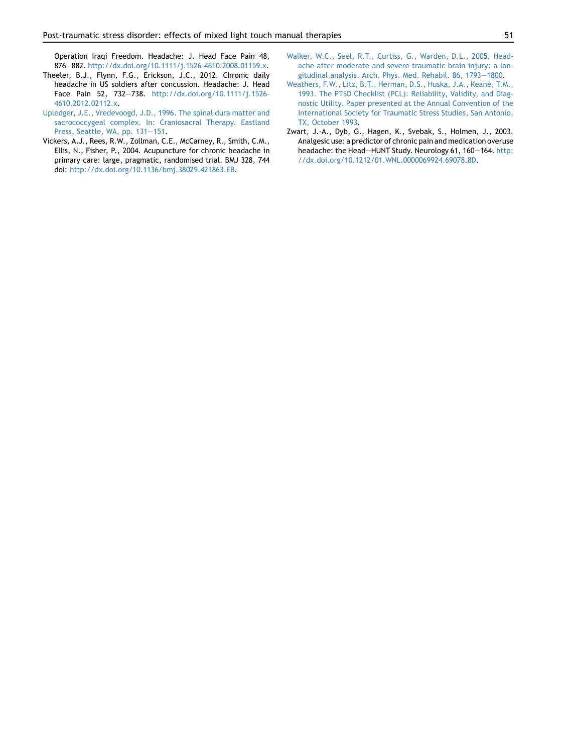Operation Iraqi Freedom. Headache: J. Head Face Pain 48, 876–882. http://dx.doi.org/10.1111/j.1526-4610.2008.01159.x.

Theeler, B.J., Flynn, F.G., Erickson, J.C., 2012. Chronic daily headache in US soldiers after concussion. Headache: J. Head Face Pain 52, 732–738. http://dx.doi.org/10.1111/j.1526-4610.2012.02112.x.

Upledger, J.E., Vredevoogd, J.D., 1996. The spinal dura matter and sacrococcygeal complex. In: Craniosacral Therapy. Eastland Press, Seattle, WA, pp. 131–151.

Vickers, A.J., Rees, R.W., Zollman, C.E., McCarney, R., Smith, C.M., Ellis, N., Fisher, P., 2004. Acupuncture for chronic headache in primary care: large, pragmatic, randomised trial. BMJ 328, 744 doi: http://dx.doi.org/10.1136/bmj.38029.421863.EB.

Walker, W.C., Seel, R.T., Curtiss, G., Warden, D.L., 2005. Headache after moderate and severe traumatic brain injury: a longitudinal analysis. Arch. Phys. Med. Rehabil. 86, 1793–1800.

Weathers, F.W., Litz, B.T., Herman, D.S., Huska, J.A., Keane, T.M., 1993. The PTSD Checklist (PCL): Reliability, Validity, and Diagnostic Utility. Paper presented at the Annual Convention of the International Society for Traumatic Stress Studies, San Antonio, TX, October 1993.

Zwart, J.-A., Dyb, G., Hagen, K., Svebak, S., Holmen, J., 2003. Analgesic use: a predictor of chronic pain and medication overuse headache: the Head–HUNT Study. Neurology 61, 160–164. http://dx.doi.org/10.1212/01.WNL.0000069924.69078.8D.